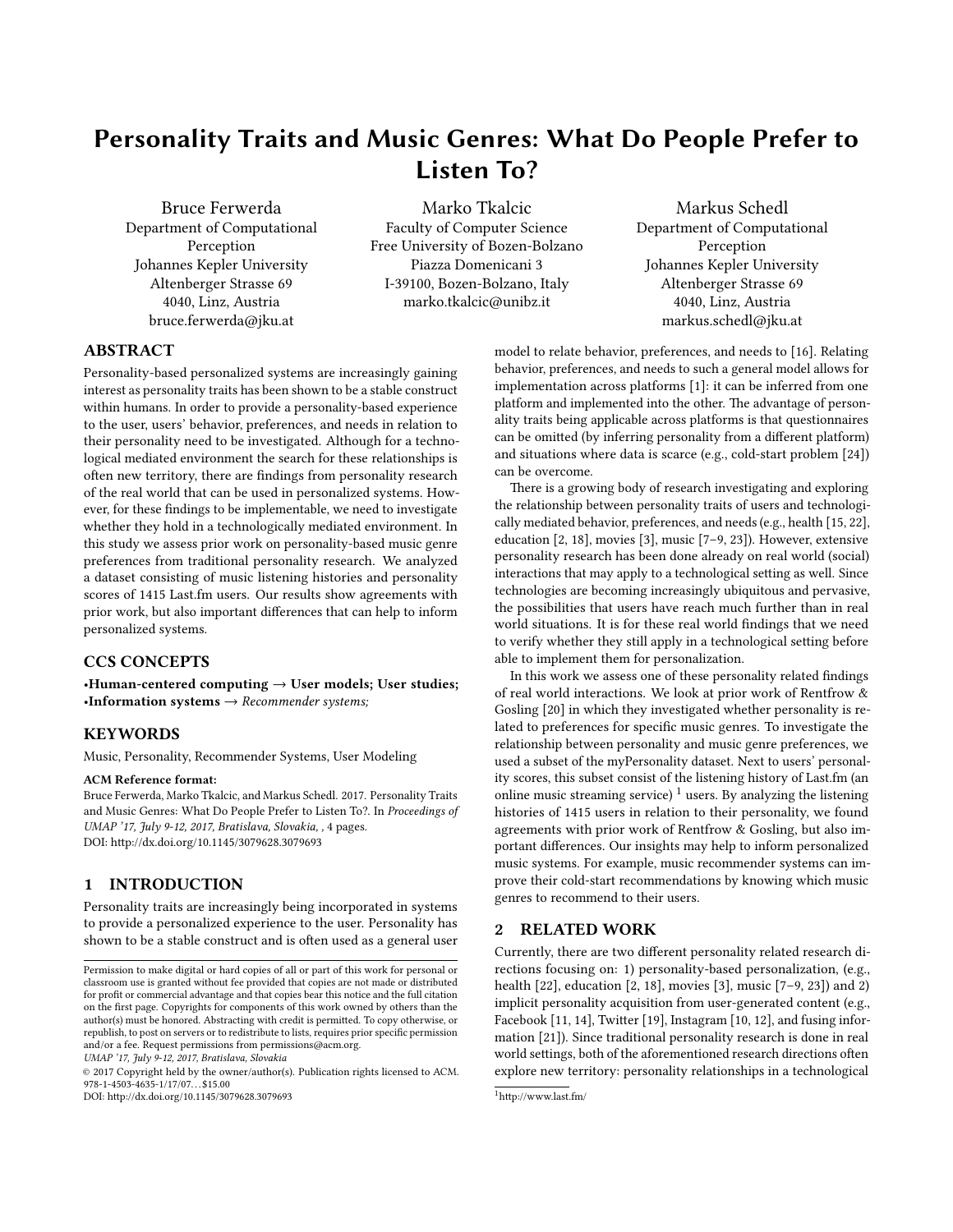# Personality Traits and Music Genres: What Do People Prefer to Listen To?

Bruce Ferwerda
Department of Computational Perception
Johannes Kepler University
Altenberger Strasse 69
4040, Linz, Austria
bruce.ferwerda@jku.at

Marko Tkalcic
Faculty of Computer Science
Free University of Bozen-Bolzano
Piazza Domenicani 3
I-39100, Bozen-Bolzano, Italy
marko.tkalcic@unibz.it

Markus Schedl
Department of Computational Perception
Johannes Kepler University
Altenberger Strasse 69
4040, Linz, Austria
markus.schedl@jku.at

## ABSTRACT

Personality-based personalized systems are increasingly gaining interest as personality traits has been shown to be a stable construct within humans. In order to provide a personality-based experience to the user, users' behavior, preferences, and needs in relation to their personality need to be investigated. Although for a technological mediated environment the search for these relationships is often new territory, there are findings from personality research of the real world that can be used in personalized systems. However, for these findings to be implementable, we need to investigate whether they hold in a technologically mediated environment. In this study we assess prior work on personality-based music genre preferences from traditional personality research. We analyzed a dataset consisting of music listening histories and personality scores of 1415 Last.fm users. Our results show agreements with prior work, but also important differences that can help to inform personalized systems.

## CCS CONCEPTS

•**Human-centered computing** → **User models; User studies;** •**Information systems** → *Recommender systems;*

## KEYWORDS

Music, Personality, Recommender Systems, User Modeling

**ACM Reference format:**
Bruce Ferwerda, Marko Tkalcic, and Markus Schedl. 2017. Personality Traits and Music Genres: What Do People Prefer to Listen To?. In *Proceedings of UMAP '17, July 9-12, 2017, Bratislava, Slovakia, ,* 4 pages.
DOI: http://dx.doi.org/10.1145/3079628.3079693

## 1 INTRODUCTION

Personality traits are increasingly being incorporated in systems to provide a personalized experience to the user. Personality has shown to be a stable construct and is often used as a general user model to relate behavior, preferences, and needs to [16]. Relating behavior, preferences, and needs to such a general model allows for implementation across platforms [1]: it can be inferred from one platform and implemented into the other. The advantage of personality traits being applicable across platforms is that questionnaires can be omitted (by inferring personality from a different platform) and situations where data is scarce (e.g., cold-start problem [24]) can be overcome.

There is a growing body of research investigating and exploring the relationship between personality traits of users and technologically mediated behavior, preferences, and needs (e.g., health [15, 22], education [2, 18], movies [3], music [7–9, 23]). However, extensive personality research has been done already on real world (social) interactions that may apply to a technological setting as well. Since technologies are becoming increasingly ubiquitous and pervasive, the possibilities that users have reach much further than in real world situations. It is for these real world findings that we need to verify whether they still apply in a technological setting before able to implement them for personalization.

In this work we assess one of these personality related findings of real world interactions. We look at prior work of Rentfrow & Gosling [20] in which they investigated whether personality is related to preferences for specific music genres. To investigate the relationship between personality and music genre preferences, we used a subset of the myPersonality dataset. Next to users' personality scores, this subset consist of the listening history of Last.fm (an online music streaming service) [1] users. By analyzing the listening histories of 1415 users in relation to their personality, we found agreements with prior work of Rentfrow & Gosling, but also important differences. Our insights may help to inform personalized music systems. For example, music recommender systems can improve their cold-start recommendations by knowing which music genres to recommend to their users.

## 2 RELATED WORK

Currently, there are two different personality related research directions focusing on: 1) personality-based personalization, (e.g., health [22], education [2, 18], movies [3], music [7–9, 23]) and 2) implicit personality acquisition from user-generated content (e.g., Facebook [11, 14], Twitter [19], Instagram [10, 12], and fusing information [21]). Since traditional personality research is done in real world settings, both of the aforementioned research directions often explore new territory: personality relationships in a technological

Permission to make digital or hard copies of all or part of this work for personal or classroom use is granted without fee provided that copies are not made or distributed for profit or commercial advantage and that copies bear this notice and the full citation on the first page. Copyrights for components of this work owned by others than the author(s) must be honored. Abstracting with credit is permitted. To copy otherwise, or republish, to post on servers or to redistribute to lists, requires prior specific permission and/or a fee. Request permissions from permissions@acm.org.
*UMAP '17, July 9-12, 2017, Bratislava, Slovakia*
© 2017 Copyright held by the owner/author(s). Publication rights licensed to ACM. 978-1-4503-4635-1/17/07…$15.00
DOI: http://dx.doi.org/10.1145/3079628.3079693

[1] http://www.last.fm/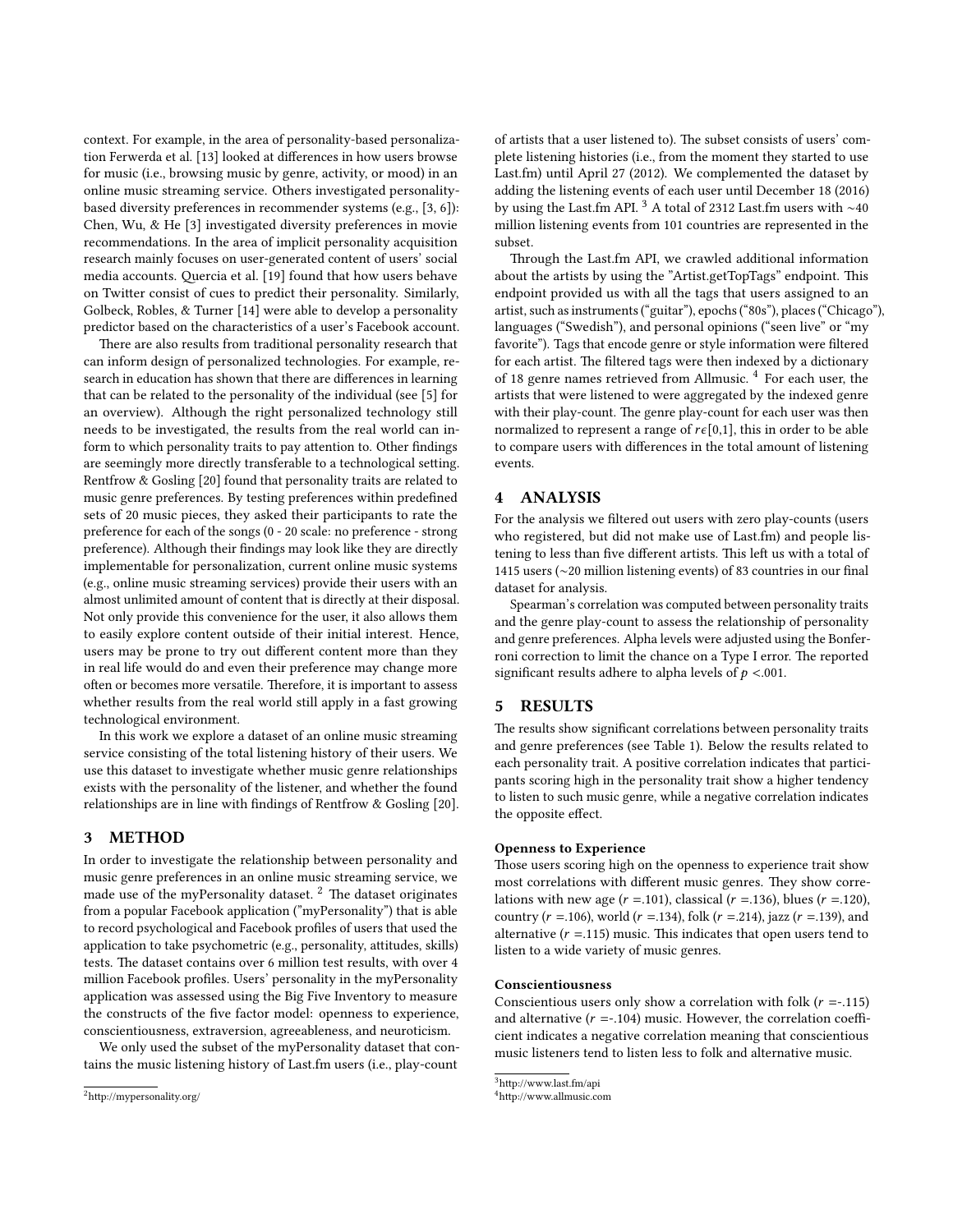context. For example, in the area of personality-based personalization Ferwerda et al. [13] looked at differences in how users browse for music (i.e., browsing music by genre, activity, or mood) in an online music streaming service. Others investigated personality-based diversity preferences in recommender systems (e.g., [3, 6]): Chen, Wu, & He [3] investigated diversity preferences in movie recommendations. In the area of implicit personality acquisition research mainly focuses on user-generated content of users' social media accounts. Quercia et al. [19] found that how users behave on Twitter consist of cues to predict their personality. Similarly, Golbeck, Robles, & Turner [14] were able to develop a personality predictor based on the characteristics of a user's Facebook account.

There are also results from traditional personality research that can inform design of personalized technologies. For example, research in education has shown that there are differences in learning that can be related to the personality of the individual (see [5] for an overview). Although the right personalized technology still needs to be investigated, the results from the real world can inform to which personality traits to pay attention to. Other findings are seemingly more directly transferable to a technological setting. Rentfrow & Gosling [20] found that personality traits are related to music genre preferences. By testing preferences within predefined sets of 20 music pieces, they asked their participants to rate the preference for each of the songs (0 - 20 scale: no preference - strong preference). Although their findings may look like they are directly implementable for personalization, current online music systems (e.g., online music streaming services) provide their users with an almost unlimited amount of content that is directly at their disposal. Not only provide this convenience for the user, it also allows them to easily explore content outside of their initial interest. Hence, users may be prone to try out different content more than they in real life would do and even their preference may change more often or becomes more versatile. Therefore, it is important to assess whether results from the real world still apply in a fast growing technological environment.

In this work we explore a dataset of an online music streaming service consisting of the total listening history of their users. We use this dataset to investigate whether music genre relationships exists with the personality of the listener, and whether the found relationships are in line with findings of Rentfrow & Gosling [20].

## 3 METHOD

In order to investigate the relationship between personality and music genre preferences in an online music streaming service, we made use of the myPersonality dataset. [2] The dataset originates from a popular Facebook application ("myPersonality") that is able to record psychological and Facebook profiles of users that used the application to take psychometric (e.g., personality, attitudes, skills) tests. The dataset contains over 6 million test results, with over 4 million Facebook profiles. Users' personality in the myPersonality application was assessed using the Big Five Inventory to measure the constructs of the five factor model: openness to experience, conscientiousness, extraversion, agreeableness, and neuroticism.

We only used the subset of the myPersonality dataset that contains the music listening history of Last.fm users (i.e., play-count of artists that a user listened to). The subset consists of users' complete listening histories (i.e., from the moment they started to use Last.fm) until April 27 (2012). We complemented the dataset by adding the listening events of each user until December 18 (2016) by using the Last.fm API. [3] A total of 2312 Last.fm users with ~40 million listening events from 101 countries are represented in the subset.

Through the Last.fm API, we crawled additional information about the artists by using the "Artist.getTopTags" endpoint. This endpoint provided us with all the tags that users assigned to an artist, such as instruments ("guitar"), epochs ("80s"), places ("Chicago"), languages ("Swedish"), and personal opinions ("seen live" or "my favorite"). Tags that encode genre or style information were filtered for each artist. The filtered tags were then indexed by a dictionary of 18 genre names retrieved from Allmusic. [4] For each user, the artists that were listened to were aggregated by the indexed genre with their play-count. The genre play-count for each user was then normalized to represent a range of $r\epsilon[0,1]$, this in order to be able to compare users with differences in the total amount of listening events.

## 4 ANALYSIS

For the analysis we filtered out users with zero play-counts (users who registered, but did not make use of Last.fm) and people listening to less than five different artists. This left us with a total of 1415 users (~20 million listening events) of 83 countries in our final dataset for analysis.

Spearman's correlation was computed between personality traits and the genre play-count to assess the relationship of personality and genre preferences. Alpha levels were adjusted using the Bonferroni correction to limit the chance on a Type I error. The reported significant results adhere to alpha levels of $p < .001$.

## 5 RESULTS

The results show significant correlations between personality traits and genre preferences (see Table 1). Below the results related to each personality trait. A positive correlation indicates that participants scoring high in the personality trait show a higher tendency to listen to such music genre, while a negative correlation indicates the opposite effect.

**Openness to Experience**

Those users scoring high on the openness to experience trait show most correlations with different music genres. They show correlations with new age ($r$ =.101), classical ($r$ =.136), blues ($r$ =.120), country ($r$ =.106), world ($r$ =.134), folk ($r$ =.214), jazz ($r$ =.139), and alternative ($r$ =.115) music. This indicates that open users tend to listen to a wide variety of music genres.

**Conscientiousness**

Conscientious users only show a correlation with folk ($r$ =-.115) and alternative ($r$ =-.104) music. However, the correlation coefficient indicates a negative correlation meaning that conscientious music listeners tend to listen less to folk and alternative music.

[2] http://mypersonality.org/

[3] http://www.last.fm/api

[4] http://www.allmusic.com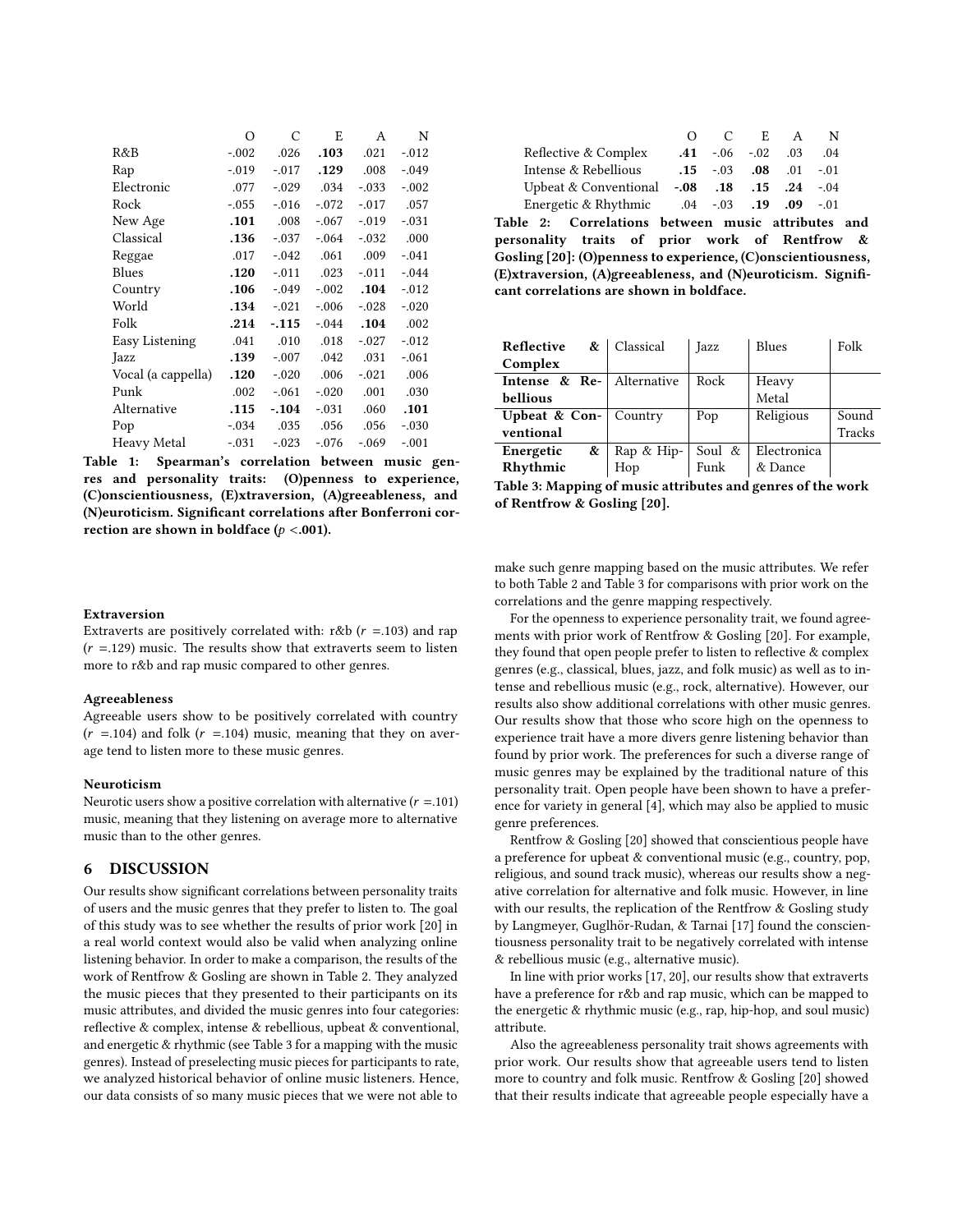| | O | C | E | A | N |
|---|---|---|---|---|---|
| R&B | -.002 | .026 | **.103** | .021 | -.012 |
| Rap | -.019 | -.017 | **.129** | .008 | -.049 |
| Electronic | .077 | -.029 | .034 | -.033 | -.002 |
| Rock | -.055 | -.016 | -.072 | -.017 | .057 |
| New Age | **.101** | .008 | -.067 | -.019 | -.031 |
| Classical | **.136** | -.037 | -.064 | -.032 | .000 |
| Reggae | .017 | -.042 | .061 | .009 | -.041 |
| Blues | **.120** | -.011 | .023 | -.011 | -.044 |
| Country | **.106** | -.049 | -.002 | **.104** | -.012 |
| World | **.134** | -.021 | -.006 | -.028 | -.020 |
| Folk | **.214** | **-.115** | -.044 | **.104** | .002 |
| Easy Listening | .041 | .010 | .018 | -.027 | -.012 |
| Jazz | **.139** | -.007 | .042 | .031 | -.061 |
| Vocal (a cappella) | **.120** | -.020 | .006 | -.021 | .006 |
| Punk | .002 | -.061 | -.020 | .001 | .030 |
| Alternative | **.115** | **-.104** | -.031 | .060 | **.101** |
| Pop | -.034 | .035 | .056 | .056 | -.030 |
| Heavy Metal | -.031 | -.023 | -.076 | -.069 | -.001 |

**Table 1: Spearman's correlation between music genres and personality traits: (O)penness to experience, (C)onscientiousness, (E)xtraversion, (A)greeableness, and (N)euroticism. Significant correlations after Bonferroni correction are shown in boldface ($p < .001$).**

| | O | C | E | A | N |
|---|---|---|---|---|---|
| Reflective & Complex | **.41** | -.06 | -.02 | .03 | .04 |
| Intense & Rebellious | **.15** | -.03 | **.08** | .01 | -.01 |
| Upbeat & Conventional | **-.08** | **.18** | **.15** | **.24** | -.04 |
| Energetic & Rhythmic | .04 | -.03 | **.19** | **.09** | -.01 |

**Table 2: Correlations between music attributes and personality traits of prior work of Rentfrow & Gosling [20]: (O)penness to experience, (C)onscientiousness, (E)xtraversion, (A)greeableness, and (N)euroticism. Significant correlations are shown in boldface.**

| | | | | |
|---|---|---|---|---|
| **Reflective & Complex** | Classical | Jazz | Blues | Folk |
| **Intense & Rebellious** | Alternative | Rock | Heavy Metal | |
| **Upbeat & Conventional** | Country | Pop | Religious | Sound Tracks |
| **Energetic & Rhythmic** | Rap & Hip-Hop | Soul & Funk | Electronica & Dance | |

**Table 3: Mapping of music attributes and genres of the work of Rentfrow & Gosling [20].**

### Extraversion

Extraverts are positively correlated with: r&b ($r$ =.103) and rap ($r$ =.129) music. The results show that extraverts seem to listen more to r&b and rap music compared to other genres.

### Agreeableness

Agreeable users show to be positively correlated with country ($r$ =.104) and folk ($r$ =.104) music, meaning that they on average tend to listen more to these music genres.

### Neuroticism

Neurotic users show a positive correlation with alternative ($r$ =.101) music, meaning that they listening on average more to alternative music than to the other genres.

## 6 DISCUSSION

Our results show significant correlations between personality traits of users and the music genres that they prefer to listen to. The goal of this study was to see whether the results of prior work [20] in a real world context would also be valid when analyzing online listening behavior. In order to make a comparison, the results of the work of Rentfrow & Gosling are shown in Table 2. They analyzed the music pieces that they presented to their participants on its music attributes, and divided the music genres into four categories: reflective & complex, intense & rebellious, upbeat & conventional, and energetic & rhythmic (see Table 3 for a mapping with the music genres). Instead of preselecting music pieces for participants to rate, we analyzed historical behavior of online music listeners. Hence, our data consists of so many music pieces that we were not able to make such genre mapping based on the music attributes. We refer to both Table 2 and Table 3 for comparisons with prior work on the correlations and the genre mapping respectively.

For the openness to experience personality trait, we found agreements with prior work of Rentfrow & Gosling [20]. For example, they found that open people prefer to listen to reflective & complex genres (e.g., classical, blues, jazz, and folk music) as well as to intense and rebellious music (e.g., rock, alternative). However, our results also show additional correlations with other music genres. Our results show that those who score high on the openness to experience trait have a more divers genre listening behavior than found by prior work. The preferences for such a diverse range of music genres may be explained by the traditional nature of this personality trait. Open people have been shown to have a preference for variety in general [4], which may also be applied to music genre preferences.

Rentfrow & Gosling [20] showed that conscientious people have a preference for upbeat & conventional music (e.g., country, pop, religious, and sound track music), whereas our results show a negative correlation for alternative and folk music. However, in line with our results, the replication of the Rentfrow & Gosling study by Langmeyer, Guglhör-Rudan, & Tarnai [17] found the conscientiousness personality trait to be negatively correlated with intense & rebellious music (e.g., alternative music).

In line with prior works [17, 20], our results show that extraverts have a preference for r&b and rap music, which can be mapped to the energetic & rhythmic music (e.g., rap, hip-hop, and soul music) attribute.

Also the agreeableness personality trait shows agreements with prior work. Our results show that agreeable users tend to listen more to country and folk music. Rentfrow & Gosling [20] showed that their results indicate that agreeable people especially have a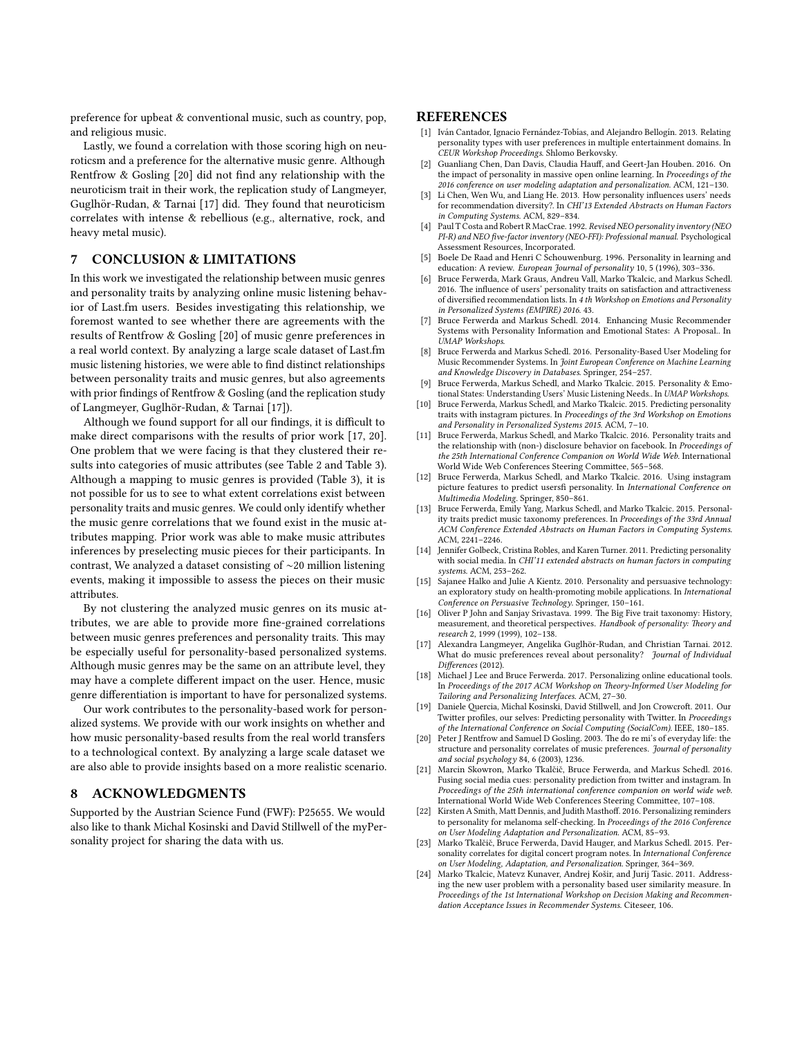preference for upbeat & conventional music, such as country, pop, and religious music.

Lastly, we found a correlation with those scoring high on neuroticsm and a preference for the alternative music genre. Although Rentfrow & Gosling [20] did not find any relationship with the neuroticism trait in their work, the replication study of Langmeyer, Guglhör-Rudan, & Tarnai [17] did. They found that neuroticism correlates with intense & rebellious (e.g., alternative, rock, and heavy metal music).

## 7 CONCLUSION & LIMITATIONS

In this work we investigated the relationship between music genres and personality traits by analyzing online music listening behavior of Last.fm users. Besides investigating this relationship, we foremost wanted to see whether there are agreements with the results of Rentfrow & Gosling [20] of music genre preferences in a real world context. By analyzing a large scale dataset of Last.fm music listening histories, we were able to find distinct relationships between personality traits and music genres, but also agreements with prior findings of Rentfrow & Gosling (and the replication study of Langmeyer, Guglhör-Rudan, & Tarnai [17]).

Although we found support for all our findings, it is difficult to make direct comparisons with the results of prior work [17, 20]. One problem that we were facing is that they clustered their results into categories of music attributes (see Table 2 and Table 3). Although a mapping to music genres is provided (Table 3), it is not possible for us to see to what extent correlations exist between personality traits and music genres. We could only identify whether the music genre correlations that we found exist in the music attributes mapping. Prior work was able to make music attributes inferences by preselecting music pieces for their participants. In contrast, We analyzed a dataset consisting of ~20 million listening events, making it impossible to assess the pieces on their music attributes.

By not clustering the analyzed music genres on its music attributes, we are able to provide more fine-grained correlations between music genres preferences and personality traits. This may be especially useful for personality-based personalized systems. Although music genres may be the same on an attribute level, they may have a complete different impact on the user. Hence, music genre differentiation is important to have for personalized systems.

Our work contributes to the personality-based work for personalized systems. We provide with our work insights on whether and how music personality-based results from the real world transfers to a technological context. By analyzing a large scale dataset we are also able to provide insights based on a more realistic scenario.

## 8 ACKNOWLEDGMENTS

Supported by the Austrian Science Fund (FWF): P25655. We would also like to thank Michal Kosinski and David Stillwell of the myPersonality project for sharing the data with us.

## REFERENCES

[1] Iván Cantador, Ignacio Fernández-Tobías, and Alejandro Bellogín. 2013. Relating personality types with user preferences in multiple entertainment domains. In *CEUR Workshop Proceedings*. Shlomo Berkovsky.

[2] Guanliang Chen, Dan Davis, Claudia Hauff, and Geert-Jan Houben. 2016. On the impact of personality in massive open online learning. In *Proceedings of the 2016 conference on user modeling adaptation and personalization*. ACM, 121–130.

[3] Li Chen, Wen Wu, and Liang He. 2013. How personality influences users' needs for recommendation diversity?. In *CHI'13 Extended Abstracts on Human Factors in Computing Systems*. ACM, 829–834.

[4] Paul T Costa and Robert R MacCrae. 1992. *Revised NEO personality inventory (NEO PI-R) and NEO five-factor inventory (NEO-FFI): Professional manual.* Psychological Assessment Resources, Incorporated.

[5] Boele De Raad and Henri C Schouwenburg. 1996. Personality in learning and education: A review. *European Journal of personality* 10, 5 (1996), 303–336.

[6] Bruce Ferwerda, Mark Graus, Andreu Vall, Marko Tkalcic, and Markus Schedl. 2016. The influence of users' personality traits on satisfaction and attractiveness of diversified recommendation lists. In *4 th Workshop on Emotions and Personality in Personalized Systems (EMPIRE) 2016*. 43.

[7] Bruce Ferwerda and Markus Schedl. 2014. Enhancing Music Recommender Systems with Personality Information and Emotional States: A Proposal.. In *UMAP Workshops*.

[8] Bruce Ferwerda and Markus Schedl. 2016. Personality-Based User Modeling for Music Recommender Systems. In *Joint European Conference on Machine Learning and Knowledge Discovery in Databases*. Springer, 254–257.

[9] Bruce Ferwerda, Markus Schedl, and Marko Tkalcic. 2015. Personality & Emotional States: Understanding Users' Music Listening Needs.. In *UMAP Workshops*.

[10] Bruce Ferwerda, Markus Schedl, and Marko Tkalcic. 2015. Predicting personality traits with instagram pictures. In *Proceedings of the 3rd Workshop on Emotions and Personality in Personalized Systems 2015*. ACM, 7–10.

[11] Bruce Ferwerda, Markus Schedl, and Marko Tkalcic. 2016. Personality traits and the relationship with (non-) disclosure behavior on facebook. In *Proceedings of the 25th International Conference Companion on World Wide Web*. International World Wide Web Conferences Steering Committee, 565–568.

[12] Bruce Ferwerda, Markus Schedl, and Marko Tkalcic. 2016. Using instagram picture features to predict usersfi personality. In *International Conference on Multimedia Modeling*. Springer, 850–861.

[13] Bruce Ferwerda, Emily Yang, Markus Schedl, and Marko Tkalcic. 2015. Personality traits predict music taxonomy preferences. In *Proceedings of the 33rd Annual ACM Conference Extended Abstracts on Human Factors in Computing Systems*. ACM, 2241–2246.

[14] Jennifer Golbeck, Cristina Robles, and Karen Turner. 2011. Predicting personality with social media. In *CHI'11 extended abstracts on human factors in computing systems*. ACM, 253–262.

[15] Sajanee Halko and Julie A Kientz. 2010. Personality and persuasive technology: an exploratory study on health-promoting mobile applications. In *International Conference on Persuasive Technology*. Springer, 150–161.

[16] Oliver P John and Sanjay Srivastava. 1999. The Big Five trait taxonomy: History, measurement, and theoretical perspectives. *Handbook of personality: Theory and research* 2, 1999 (1999), 102–138.

[17] Alexandra Langmeyer, Angelika Guglhör-Rudan, and Christian Tarnai. 2012. What do music preferences reveal about personality? *Journal of Individual Differences* (2012).

[18] Michael J Lee and Bruce Ferwerda. 2017. Personalizing online educational tools. In *Proceedings of the 2017 ACM Workshop on Theory-Informed User Modeling for Tailoring and Personalizing Interfaces*. ACM, 27–30.

[19] Daniele Quercia, Michal Kosinski, David Stillwell, and Jon Crowcroft. 2011. Our Twitter profiles, our selves: Predicting personality with Twitter. In *Proceedings of the International Conference on Social Computing (SocialCom)*. IEEE, 180–185.

[20] Peter J Rentfrow and Samuel D Gosling. 2003. The do re mi's of everyday life: the structure and personality correlates of music preferences. *Journal of personality and social psychology* 84, 6 (2003), 1236.

[21] Marcin Skowron, Marko Tkalčič, Bruce Ferwerda, and Markus Schedl. 2016. Fusing social media cues: personality prediction from twitter and instagram. In *Proceedings of the 25th international conference companion on world wide web*. International World Wide Web Conferences Steering Committee, 107–108.

[22] Kirsten A Smith, Matt Dennis, and Judith Masthoff. 2016. Personalizing reminders to personality for melanoma self-checking. In *Proceedings of the 2016 Conference on User Modeling Adaptation and Personalization*. ACM, 85–93.

[23] Marko Tkalčič, Bruce Ferwerda, David Hauger, and Markus Schedl. 2015. Personality correlates for digital concert program notes. In *International Conference on User Modeling, Adaptation, and Personalization*. Springer, 364–369.

[24] Marko Tkalcic, Matevz Kunaver, Andrej Košir, and Jurij Tasic. 2011. Addressing the new user problem with a personality based user similarity measure. In *Proceedings of the 1st International Workshop on Decision Making and Recommendation Acceptance Issues in Recommender Systems*. Citeseer, 106.